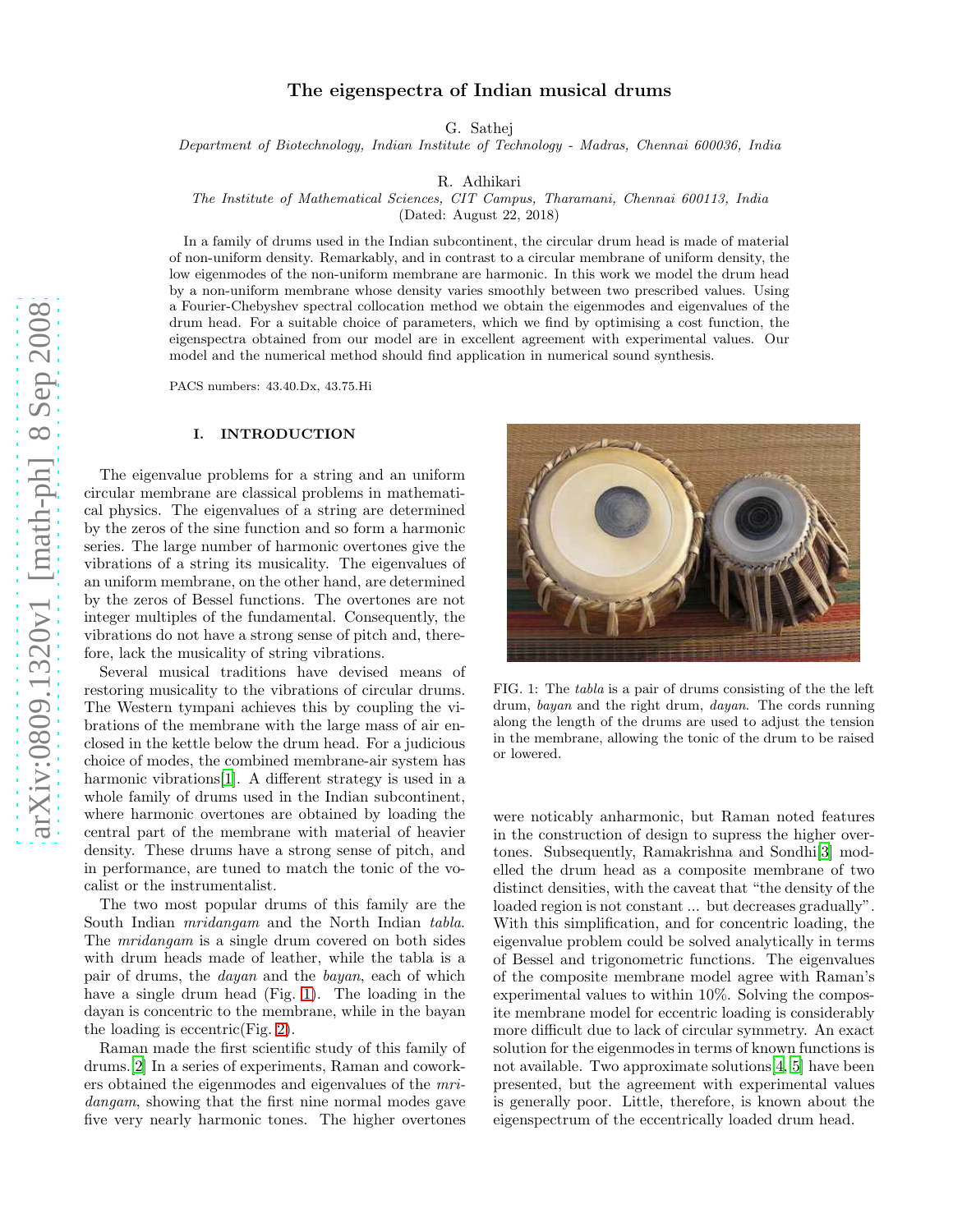# The eigenspectra of Indian musical drums

G. Sathej

*Department of Biotechnology, Indian Institute of Technology - Madras, Chennai 600036, India*

R. Adhikari

*The Institute of Mathematical Sciences, CIT Campus, Tharamani, Chennai 600113, India*

(Dated: August 22, 2018)

In a family of drums used in the Indian subcontinent, the circular drum head is made of material of non-uniform density. Remarkably, and in contrast to a circular membrane of uniform density, the low eigenmodes of the non-uniform membrane are harmonic. In this work we model the drum head by a non-uniform membrane whose density varies smoothly between two prescribed values. Using a Fourier-Chebyshev spectral collocation method we obtain the eigenmodes and eigenvalues of the drum head. For a suitable choice of parameters, which we find by optimising a cost function, the eigenspectra obtained from our model are in excellent agreement with experimental values. Our model and the numerical method should find application in numerical sound synthesis.

PACS numbers: 43.40.Dx, 43.75.Hi

## I. INTRODUCTION

The eigenvalue problems for a string and an uniform circular membrane are classical problems in mathematical physics. The eigenvalues of a string are determined by the zeros of the sine function and so form a harmonic series. The large number of harmonic overtones give the vibrations of a string its musicality. The eigenvalues of an uniform membrane, on the other hand, are determined by the zeros of Bessel functions. The overtones are not integer multiples of the fundamental. Consequently, the vibrations do not have a strong sense of pitch and, therefore, lack the musicality of string vibrations.

Several musical traditions have devised means of restoring musicality to the vibrations of circular drums. The Western tympani achieves this by coupling the vibrations of the membrane with the large mass of air enclosed in the kettle below the drum head. For a judicious choice of modes, the combined membrane-air system has harmonic vibrations[1]. A different strategy is used in a whole family of drums used in the Indian subcontinent, where harmonic overtones are obtained by loading the central part of the membrane with material of heavier density. These drums have a strong sense of pitch, and in performance, are tuned to match the tonic of the vocalist or the instrumentalist.

The two most popular drums of this family are the South Indian *mridangam* and the North Indian *tabla*. The *mridangam* is a single drum covered on both sides with drum heads made of leather, while the tabla is a pair of drums, the *dayan* and the *bayan*, each of which have a single drum head (Fig. 1). The loading in the dayan is concentric to the membrane, while in the bayan the loading is eccentric(Fig. 2).

Raman made the first scientific study of this family of drums.[2] In a series of experiments, Raman and coworkers obtained the eigenmodes and eigenvalues of the *mridangam*, showing that the first nine normal modes gave five very nearly harmonic tones. The higher overtones were noticably anharmonic, but Raman noted features in the construction of design to supress the higher overtones. Subsequently, Ramakrishna and Sondhi[3] modelled the drum head as a composite membrane of two distinct densities, with the caveat that "the density of the loaded region is not constant ... but decreases gradually". With this simplification, and for concentric loading, the eigenvalue problem could be solved analytically in terms of Bessel and trigonometric functions. The eigenvalues of the composite membrane model agree with Raman's experimental values to within 10%. Solving the composite membrane model for eccentric loading is considerably more difficult due to lack of circular symmetry. An exact solution for the eigenmodes in terms of known functions is not available. Two approximate solutions[4, 5] have been presented, but the agreement with experimental values is generally poor. Little, therefore, is known about the eigenspectrum of the eccentrically loaded drum head.

FIG. 1: The *tabla* is a pair of drums consisting of the the left drum, *bayan* and the right drum, *dayan*. The cords running along the length of the drums are used to adjust the tension in the membrane, allowing the tonic of the drum to be raised or lowered.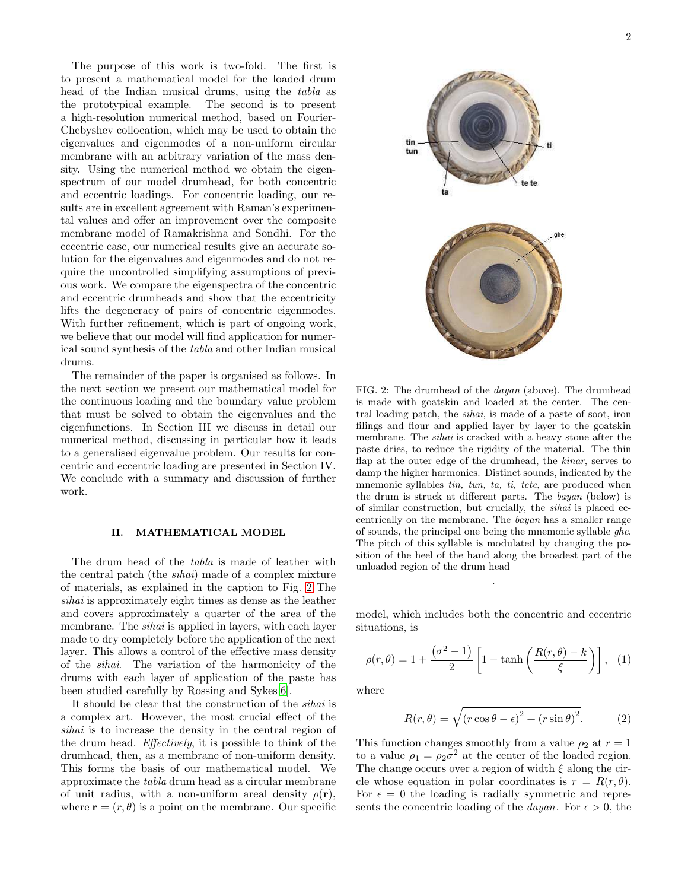The purpose of this work is two-fold. The first is to present a mathematical model for the loaded drum head of the Indian musical drums, using the *tabla* as the prototypical example. The second is to present a high-resolution numerical method, based on Fourier-Chebyshev collocation, which may be used to obtain the eigenvalues and eigenmodes of a non-uniform circular membrane with an arbitrary variation of the mass density. Using the numerical method we obtain the eigenspectrum of our model drumhead, for both concentric and eccentric loadings. For concentric loading, our results are in excellent agreement with Raman's experimental values and offer an improvement over the composite membrane model of Ramakrishna and Sondhi. For the eccentric case, our numerical results give an accurate solution for the eigenvalues and eigenmodes and do not require the uncontrolled simplifying assumptions of previous work. We compare the eigenspectra of the concentric and eccentric drumheads and show that the eccentricity lifts the degeneracy of pairs of concentric eigenmodes. With further refinement, which is part of ongoing work, we believe that our model will find application for numerical sound synthesis of the *tabla* and other Indian musical drums.

The remainder of the paper is organised as follows. In the next section we present our mathematical model for the continuous loading and the boundary value problem that must be solved to obtain the eigenvalues and the eigenfunctions. In Section III we discuss in detail our numerical method, discussing in particular how it leads to a generalised eigenvalue problem. Our results for concentric and eccentric loading are presented in Section IV. We conclude with a summary and discussion of further work.

## II. MATHEMATICAL MODEL

The drum head of the *tabla* is made of leather with the central patch (the *sihai*) made of a complex mixture of materials, as explained in the caption to Fig. 2 The *sihai* is approximately eight times as dense as the leather and covers approximately a quarter of the area of the membrane. The *sihai* is applied in layers, with each layer made to dry completely before the application of the next layer. This allows a control of the effective mass density of the *sihai*. The variation of the harmonicity of the drums with each layer of application of the paste has been studied carefully by Rossing and Sykes[6].

It should be clear that the construction of the *sihai* is a complex art. However, the most crucial effect of the *sihai* is to increase the density in the central region of the drum head. *Effectively*, it is possible to think of the drumhead, then, as a membrane of non-uniform density. This forms the basis of our mathematical model. We approximate the *tabla* drum head as a circular membrane of unit radius, with a non-uniform areal density $\rho(\mathbf{r})$, where $\mathbf{r} = (r, \theta)$ is a point on the membrane. Our specific model, which includes both the concentric and eccentric situations, is

$$\rho(r,\theta) = 1 + \frac{(\sigma^2 - 1)}{2}\left[1 - \tanh\left(\frac{R(r,\theta) - k}{\xi}\right)\right], \quad (1)$$

where

$$R(r,\theta) = \sqrt{(r\cos\theta - \epsilon)^2 + (r\sin\theta)^2}. \quad (2)$$

This function changes smoothly from a value $\rho_2$ at $r = 1$ to a value $\rho_1 = \rho_2\sigma^2$ at the center of the loaded region. The change occurs over a region of width $\xi$ along the circle whose equation in polar coordinates is $r = R(r,\theta)$. For $\epsilon = 0$ the loading is radially symmetric and represents the concentric loading of the *dayan*. For $\epsilon > 0$, the

FIG. 2: The drumhead of the *dayan* (above). The drumhead is made with goatskin and loaded at the center. The central loading patch, the *sihai*, is made of a paste of soot, iron filings and flour and applied layer by layer to the goatskin membrane. The *sihai* is cracked with a heavy stone after the paste dries, to reduce the rigidity of the material. The thin flap at the outer edge of the drumhead, the *kinar*, serves to damp the higher harmonics. Distinct sounds, indicated by the mnemonic syllables *tin, tun, ta, ti, tete*, are produced when the drum is struck at different parts. The *bayan* (below) is of similar construction, but crucially, the *sihai* is placed eccentrically on the membrane. The *bayan* has a smaller range of sounds, the principal one being the mnemonic syllable *ghe*. The pitch of this syllable is modulated by changing the position of the heel of the hand along the broadest part of the unloaded region of the drum head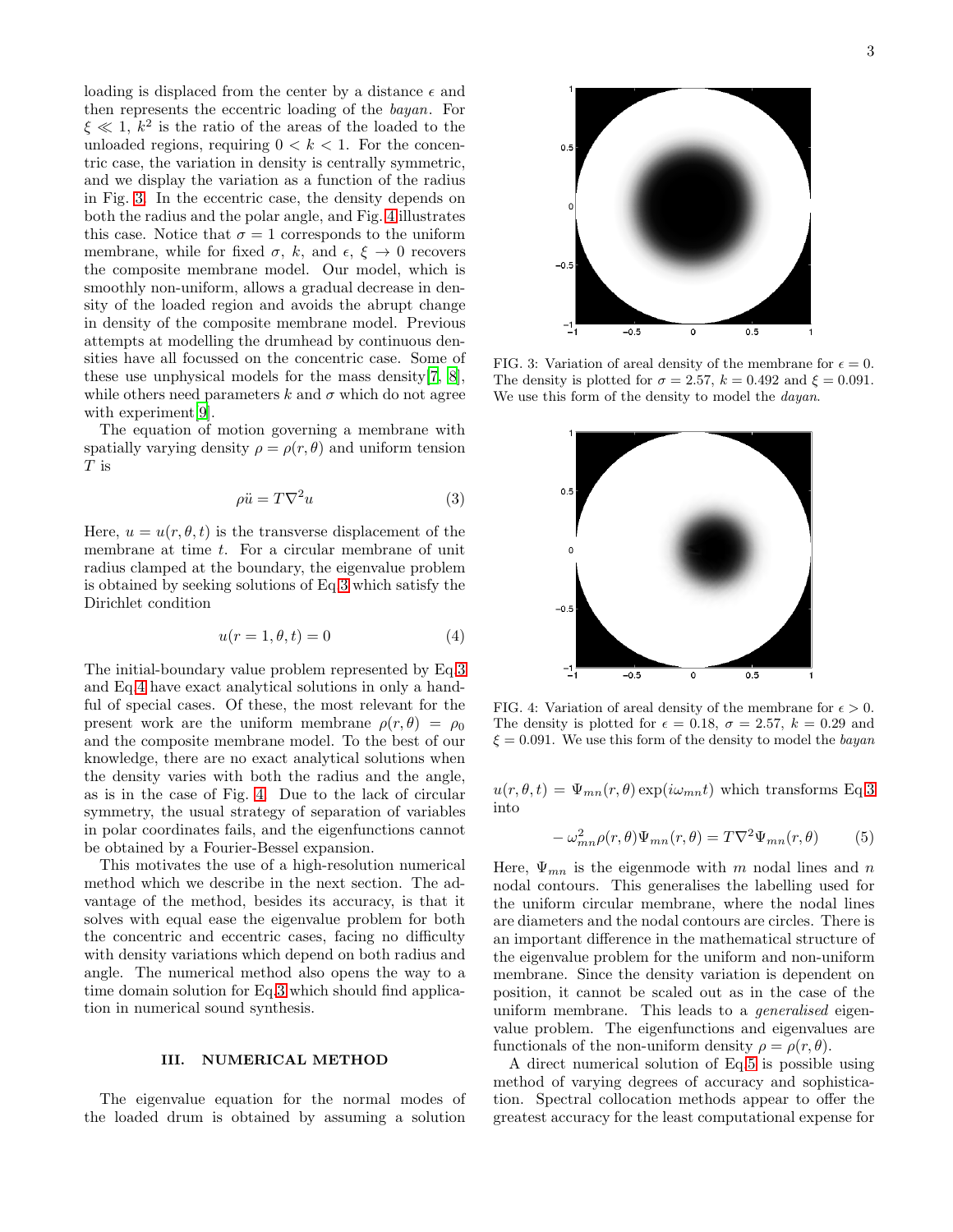loading is displaced from the center by a distance $\epsilon$ and then represents the eccentric loading of the *bayan*. For $\xi \ll 1$, $k^2$ is the ratio of the areas of the loaded to the unloaded regions, requiring $0 < k < 1$. For the concentric case, the variation in density is centrally symmetric, and we display the variation as a function of the radius in Fig. 3. In the eccentric case, the density depends on both the radius and the polar angle, and Fig. 4 illustrates this case. Notice that $\sigma = 1$ corresponds to the uniform membrane, while for fixed $\sigma$, $k$, and $\epsilon$, $\xi \to 0$ recovers the composite membrane model. Our model, which is smoothly non-uniform, allows a gradual decrease in density of the loaded region and avoids the abrupt change in density of the composite membrane model. Previous attempts at modelling the drumhead by continuous densities have all focussed on the concentric case. Some of these use unphysical models for the mass density[7, 8], while others need parameters $k$ and $\sigma$ which do not agree with experiment[9].

The equation of motion governing a membrane with spatially varying density $\rho = \rho(r, \theta)$ and uniform tension $T$ is

$$\rho \ddot{u} = T \nabla^2 u \tag{3}$$

Here, $u = u(r, \theta, t)$ is the transverse displacement of the membrane at time $t$. For a circular membrane of unit radius clamped at the boundary, the eigenvalue problem is obtained by seeking solutions of Eq.3 which satisfy the Dirichlet condition

$$u(r = 1, \theta, t) = 0 \tag{4}$$

The initial-boundary value problem represented by Eq.3 and Eq.4 have exact analytical solutions in only a handful of special cases. Of these, the most relevant for the present work are the uniform membrane $\rho(r, \theta) = \rho_0$ and the composite membrane model. To the best of our knowledge, there are no exact analytical solutions when the density varies with both the radius and the angle, as is in the case of Fig. 4. Due to the lack of circular symmetry, the usual strategy of separation of variables in polar coordinates fails, and the eigenfunctions cannot be obtained by a Fourier-Bessel expansion.

This motivates the use of a high-resolution numerical method which we describe in the next section. The advantage of the method, besides its accuracy, is that it solves with equal ease the eigenvalue problem for both the concentric and eccentric cases, facing no difficulty with density variations which depend on both radius and angle. The numerical method also opens the way to a time domain solution for Eq.3 which should find application in numerical sound synthesis.

FIG. 3: Variation of areal density of the membrane for $\epsilon = 0$. The density is plotted for $\sigma = 2.57$, $k = 0.492$ and $\xi = 0.091$. We use this form of the density to model the *dayan*.

FIG. 4: Variation of areal density of the membrane for $\epsilon > 0$. The density is plotted for $\epsilon = 0.18$, $\sigma = 2.57$, $k = 0.29$ and $\xi = 0.091$. We use this form of the density to model the *bayan*

## III. NUMERICAL METHOD

The eigenvalue equation for the normal modes of the loaded drum is obtained by assuming a solution $u(r, \theta, t) = \Psi_{mn}(r, \theta) \exp(i\omega_{mn} t)$ which transforms Eq.3 into

$$-\omega_{mn}^2 \rho(r, \theta) \Psi_{mn}(r, \theta) = T \nabla^2 \Psi_{mn}(r, \theta) \tag{5}$$

Here, $\Psi_{mn}$ is the eigenmode with $m$ nodal lines and $n$ nodal contours. This generalises the labelling used for the uniform circular membrane, where the nodal lines are diameters and the nodal contours are circles. There is an important difference in the mathematical structure of the eigenvalue problem for the uniform and non-uniform membrane. Since the density variation is dependent on position, it cannot be scaled out as in the case of the uniform membrane. This leads to a *generalised* eigenvalue problem. The eigenfunctions and eigenvalues are functionals of the non-uniform density $\rho = \rho(r, \theta)$.

A direct numerical solution of Eq.5 is possible using method of varying degrees of accuracy and sophistication. Spectral collocation methods appear to offer the greatest accuracy for the least computational expense for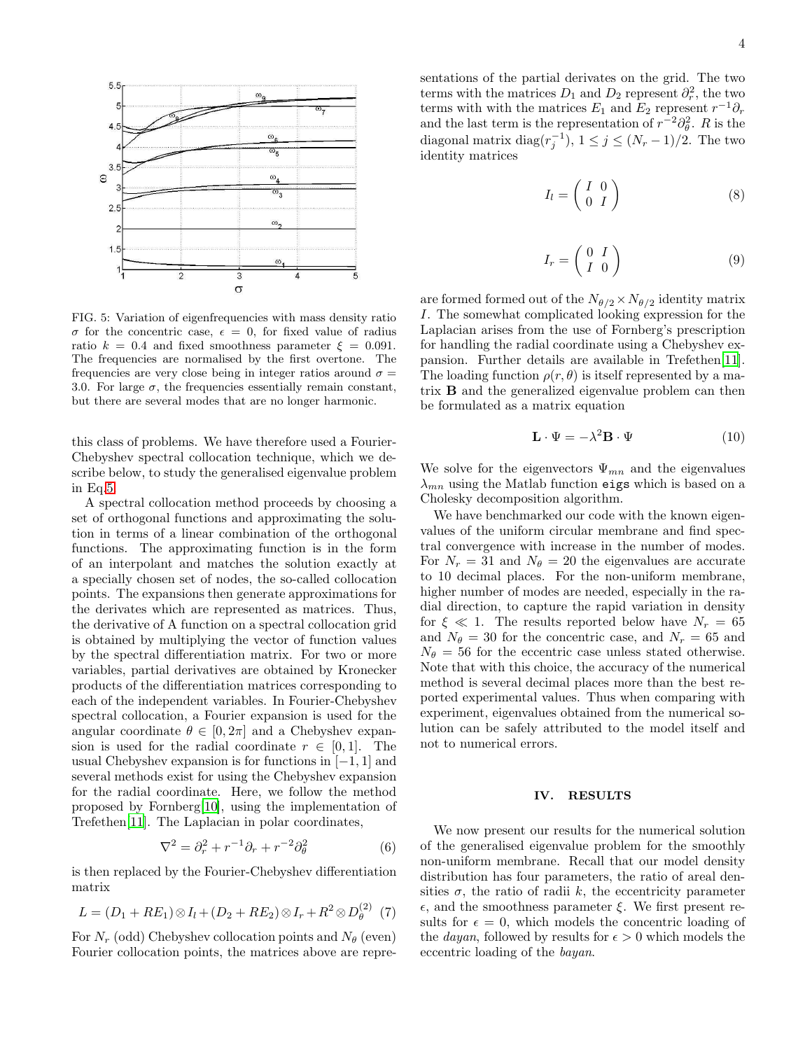FIG. 5: Variation of eigenfrequencies with mass density ratio $\sigma$ for the concentric case, $\epsilon = 0$, for fixed value of radius ratio $k = 0.4$ and fixed smoothness parameter $\xi = 0.091$. The frequencies are normalised by the first overtone. The frequencies are very close being in integer ratios around $\sigma = 3.0$. For large $\sigma$, the frequencies essentially remain constant, but there are several modes that are no longer harmonic.

this class of problems. We have therefore used a Fourier-Chebyshev spectral collocation technique, which we describe below, to study the generalised eigenvalue problem in Eq.5.

A spectral collocation method proceeds by choosing a set of orthogonal functions and approximating the solution in terms of a linear combination of the orthogonal functions. The approximating function is in the form of an interpolant and matches the solution exactly at a specially chosen set of nodes, the so-called collocation points. The expansions then generate approximations for the derivates which are represented as matrices. Thus, the derivative of A function on a spectral collocation grid is obtained by multiplying the vector of function values by the spectral differentiation matrix. For two or more variables, partial derivatives are obtained by Kronecker products of the differentiation matrices corresponding to each of the independent variables. In Fourier-Chebyshev spectral collocation, a Fourier expansion is used for the angular coordinate $\theta \in [0, 2\pi]$ and a Chebyshev expansion is used for the radial coordinate $r \in [0, 1]$. The usual Chebyshev expansion is for functions in $[-1, 1]$ and several methods exist for using the Chebyshev expansion for the radial coordinate. Here, we follow the method proposed by Fornberg[10], using the implementation of Trefethen[11]. The Laplacian in polar coordinates,

$$\nabla^2 = \partial_r^2 + r^{-1}\partial_r + r^{-2}\partial_\theta^2 \tag{6}$$

is then replaced by the Fourier-Chebyshev differentiation matrix

$$L = (D_1 + RE_1) \otimes I_l + (D_2 + RE_2) \otimes I_r + R^2 \otimes D_\theta^{(2)} \tag{7}$$

For $N_r$ (odd) Chebyshev collocation points and $N_\theta$ (even) Fourier collocation points, the matrices above are representations of the partial derivates on the grid. The two terms with the matrices $D_1$ and $D_2$ represent $\partial_r^2$, the two terms with with the matrices $E_1$ and $E_2$ represent $r^{-1}\partial_r$ and the last term is the representation of $r^{-2}\partial_\theta^2$. $R$ is the diagonal matrix $\text{diag}(r_j^{-1})$, $1 \leq j \leq (N_r - 1)/2$. The two identity matrices

$$I_l = \begin{pmatrix} I & 0 \\ 0 & I \end{pmatrix} \tag{8}$$

$$I_r = \begin{pmatrix} 0 & I \\ I & 0 \end{pmatrix} \tag{9}$$

are formed formed out of the $N_{\theta/2} \times N_{\theta/2}$ identity matrix $I$. The somewhat complicated looking expression for the Laplacian arises from the use of Fornberg's prescription for handling the radial coordinate using a Chebyshev expansion. Further details are available in Trefethen[11]. The loading function $\rho(r, \theta)$ is itself represented by a matrix $\mathbf{B}$ and the generalized eigenvalue problem can then be formulated as a matrix equation

$$\mathbf{L} \cdot \Psi = -\lambda^2 \mathbf{B} \cdot \Psi \tag{10}$$

We solve for the eigenvectors $\Psi_{mn}$ and the eigenvalues $\lambda_{mn}$ using the Matlab function `eigs` which is based on a Cholesky decomposition algorithm.

We have benchmarked our code with the known eigenvalues of the uniform circular membrane and find spectral convergence with increase in the number of modes. For $N_r = 31$ and $N_\theta = 20$ the eigenvalues are accurate to 10 decimal places. For the non-uniform membrane, higher number of modes are needed, especially in the radial direction, to capture the rapid variation in density for $\xi \ll 1$. The results reported below have $N_r = 65$ and $N_\theta = 30$ for the concentric case, and $N_r = 65$ and $N_\theta = 56$ for the eccentric case unless stated otherwise. Note that with this choice, the accuracy of the numerical method is several decimal places more than the best reported experimental values. Thus when comparing with experiment, eigenvalues obtained from the numerical solution can be safely attributed to the model itself and not to numerical errors.

## IV. RESULTS

We now present our results for the numerical solution of the generalised eigenvalue problem for the smoothly non-uniform membrane. Recall that our model density distribution has four parameters, the ratio of areal densities $\sigma$, the ratio of radii $k$, the eccentricity parameter $\epsilon$, and the smoothness parameter $\xi$. We first present results for $\epsilon = 0$, which models the concentric loading of the *dayan*, followed by results for $\epsilon > 0$ which models the eccentric loading of the *bayan*.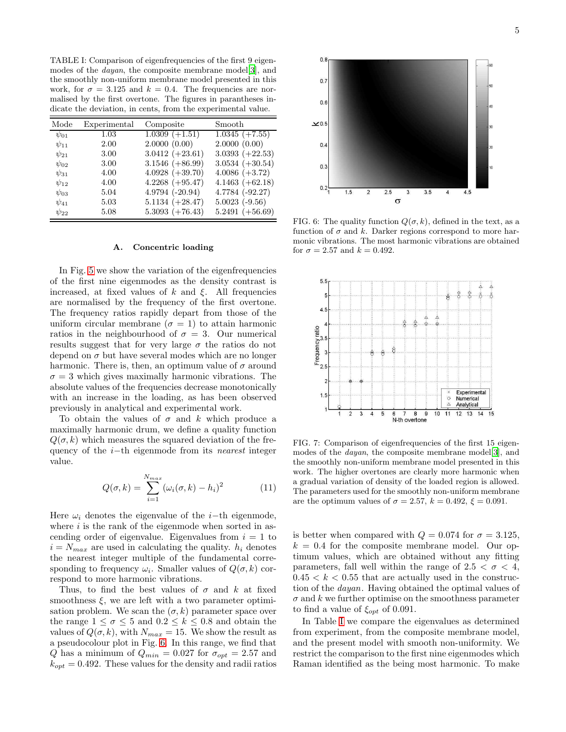TABLE I: Comparison of eigenfrequencies of the first 9 eigenmodes of the *dayan*, the composite membrane model[3], and the smoothly non-uniform membrane model presented in this work, for $\sigma = 3.125$ and $k = 0.4$. The frequencies are normalised by the first overtone. The figures in parantheses indicate the deviation, in cents, from the experimental value.

| Mode | Experimental | Composite | Smooth |
|---|---|---|---|
| $\psi_{01}$ | 1.03 | 1.0309 (+1.51) | 1.0345 (+7.55) |
| $\psi_{11}$ | 2.00 | 2.0000 (0.00) | 2.0000 (0.00) |
| $\psi_{21}$ | 3.00 | 3.0412 (+23.61) | 3.0393 (+22.53) |
| $\psi_{02}$ | 3.00 | 3.1546 (+86.99) | 3.0534 (+30.54) |
| $\psi_{31}$ | 4.00 | 4.0928 (+39.70) | 4.0086 (+3.72) |
| $\psi_{12}$ | 4.00 | 4.2268 (+95.47) | 4.1463 (+62.18) |
| $\psi_{03}$ | 5.04 | 4.9794 (-20.94) | 4.7784 (-92.27) |
| $\psi_{41}$ | 5.03 | 5.1134 (+28.47) | 5.0023 (-9.56) |
| $\psi_{22}$ | 5.08 | 5.3093 (+76.43) | 5.2491 (+56.69) |

### A. Concentric loading

In Fig. 5 we show the variation of the eigenfrequencies of the first nine eigenmodes as the density contrast is increased, at fixed values of $k$ and $\xi$. All frequencies are normalised by the frequency of the first overtone. The frequency ratios rapidly depart from those of the uniform circular membrane ($\sigma = 1$) to attain harmonic ratios in the neighbourhood of $\sigma = 3$. Our numerical results suggest that for very large $\sigma$ the ratios do not depend on $\sigma$ but have several modes which are no longer harmonic. There is, then, an optimum value of $\sigma$ around $\sigma = 3$ which gives maximally harmonic vibrations. The absolute values of the frequencies decrease monotonically with an increase in the loading, as has been observed previously in analytical and experimental work.

To obtain the values of $\sigma$ and $k$ which produce a maximally harmonic drum, we define a quality function $Q(\sigma, k)$ which measures the squared deviation of the frequency of the $i-$th eigenmode from its *nearest* integer value.

$$Q(\sigma, k) = \sum_{i=1}^{N_{max}} (\omega_i(\sigma, k) - h_i)^2 \tag{11}$$

Here $\omega_i$ denotes the eigenvalue of the $i-$th eigenmode, where $i$ is the rank of the eigenmode when sorted in ascending order of eigenvalue. Eigenvalues from $i = 1$ to $i = N_{max}$ are used in calculating the quality. $h_i$ denotes the nearest integer multiple of the fundamental corresponding to frequency $\omega_i$. Smaller values of $Q(\sigma, k)$ correspond to more harmonic vibrations.

Thus, to find the best values of $\sigma$ and $k$ at fixed smoothness $\xi$, we are left with a two parameter optimisation problem. We scan the $(\sigma, k)$ parameter space over the range $1 \leq \sigma \leq 5$ and $0.2 \leq k \leq 0.8$ and obtain the values of $Q(\sigma, k)$, with $N_{max} = 15$. We show the result as a pseudocolour plot in Fig. 6. In this range, we find that $Q$ has a minimum of $Q_{min} = 0.027$ for $\sigma_{opt} = 2.57$ and $k_{opt} = 0.492$. These values for the density and radii ratios is better when compared with $Q = 0.074$ for $\sigma = 3.125$, $k = 0.4$ for the composite membrane model. Our optimum values, which are obtained without any fitting parameters, fall well within the range of $2.5 < \sigma < 4$, $0.45 < k < 0.55$ that are actually used in the construction of the *dayan*. Having obtained the optimal values of $\sigma$ and $k$ we further optimise on the smoothness parameter to find a value of $\xi_{opt}$ of 0.091.

FIG. 6: The quality function $Q(\sigma, k)$, defined in the text, as a function of $\sigma$ and $k$. Darker regions correspond to more harmonic vibrations. The most harmonic vibrations are obtained for $\sigma = 2.57$ and $k = 0.492$.

FIG. 7: Comparison of eigenfrequencies of the first 15 eigenmodes of the *dayan*, the composite membrane model[3], and the smoothly non-uniform membrane model presented in this work. The higher overtones are clearly more harmonic when a gradual variation of density of the loaded region is allowed. The parameters used for the smoothly non-uniform membrane are the optimum values of $\sigma = 2.57$, $k = 0.492$, $\xi = 0.091$.

In Table I we compare the eigenvalues as determined from experiment, from the composite membrane model, and the present model with smooth non-uniformity. We restrict the comparison to the first nine eigenmodes which Raman identified as the being most harmonic. To make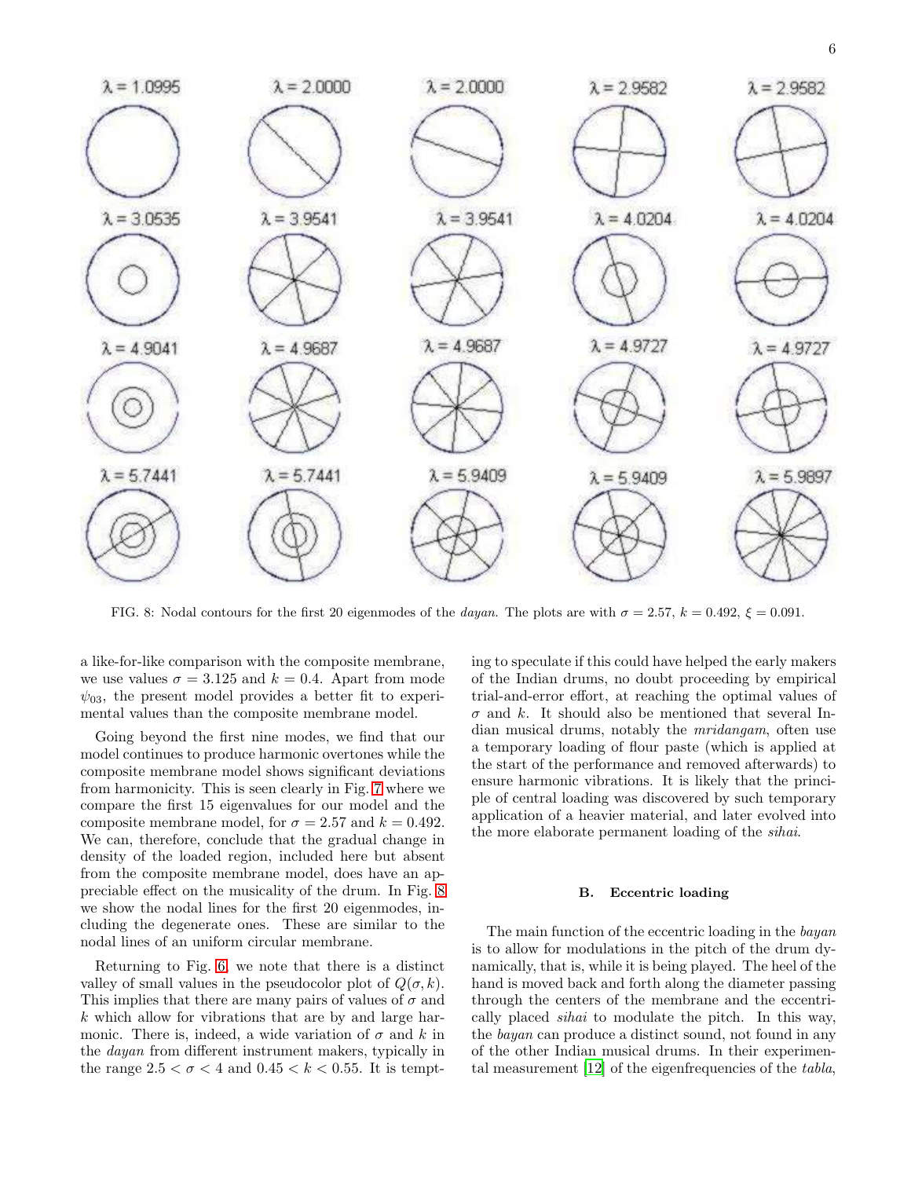FIG. 8: Nodal contours for the first 20 eigenmodes of the *dayan*. The plots are with $\sigma = 2.57$, $k = 0.492$, $\xi = 0.091$.

a like-for-like comparison with the composite membrane, we use values $\sigma = 3.125$ and $k = 0.4$. Apart from mode $\psi_{03}$, the present model provides a better fit to experimental values than the composite membrane model.

Going beyond the first nine modes, we find that our model continues to produce harmonic overtones while the composite membrane model shows significant deviations from harmonicity. This is seen clearly in Fig. 7 where we compare the first 15 eigenvalues for our model and the composite membrane model, for $\sigma = 2.57$ and $k = 0.492$. We can, therefore, conclude that the gradual change in density of the loaded region, included here but absent from the composite membrane model, does have an appreciable effect on the musicality of the drum. In Fig. 8 we show the nodal lines for the first 20 eigenmodes, including the degenerate ones. These are similar to the nodal lines of an uniform circular membrane.

Returning to Fig. 6, we note that there is a distinct valley of small values in the pseudocolor plot of $Q(\sigma, k)$. This implies that there are many pairs of values of $\sigma$ and $k$ which allow for vibrations that are by and large harmonic. There is, indeed, a wide variation of $\sigma$ and $k$ in the *dayan* from different instrument makers, typically in the range $2.5 < \sigma < 4$ and $0.45 < k < 0.55$. It is tempting to speculate if this could have helped the early makers of the Indian drums, no doubt proceeding by empirical trial-and-error effort, at reaching the optimal values of $\sigma$ and $k$. It should also be mentioned that several Indian musical drums, notably the *mridangam*, often use a temporary loading of flour paste (which is applied at the start of the performance and removed afterwards) to ensure harmonic vibrations. It is likely that the principle of central loading was discovered by such temporary application of a heavier material, and later evolved into the more elaborate permanent loading of the *sihai*.

### B. Eccentric loading

The main function of the eccentric loading in the *bayan* is to allow for modulations in the pitch of the drum dynamically, that is, while it is being played. The heel of the hand is moved back and forth along the diameter passing through the centers of the membrane and the eccentrically placed *sihai* to modulate the pitch. In this way, the *bayan* can produce a distinct sound, not found in any of the other Indian musical drums. In their experimental measurement [12] of the eigenfrequencies of the *tabla*,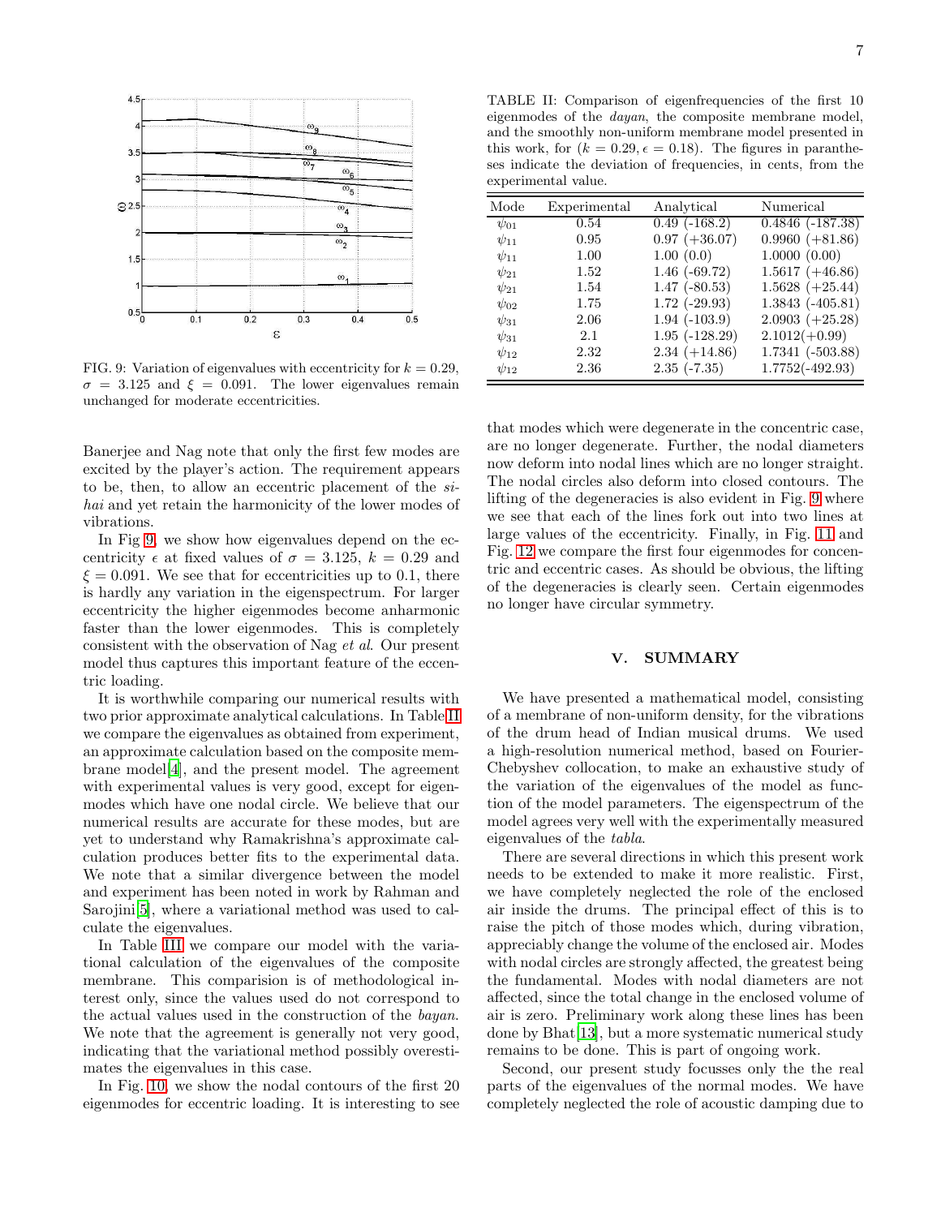FIG. 9: Variation of eigenvalues with eccentricity for $k = 0.29$, $\sigma = 3.125$ and $\xi = 0.091$. The lower eigenvalues remain unchanged for moderate eccentricities.

Banerjee and Nag note that only the first few modes are excited by the player's action. The requirement appears to be, then, to allow an eccentric placement of the *sihai* and yet retain the harmonicity of the lower modes of vibrations.

In Fig 9, we show how eigenvalues depend on the eccentricity $\epsilon$ at fixed values of $\sigma = 3.125$, $k = 0.29$ and $\xi = 0.091$. We see that for eccentricities up to 0.1, there is hardly any variation in the eigenspectrum. For larger eccentricity the higher eigenmodes become anharmonic faster than the lower eigenmodes. This is completely consistent with the observation of Nag *et al.* Our present model thus captures this important feature of the eccentric loading.

It is worthwhile comparing our numerical results with two prior approximate analytical calculations. In Table II we compare the eigenvalues as obtained from experiment, an approximate calculation based on the composite membrane model[4], and the present model. The agreement with experimental values is very good, except for eigenmodes which have one nodal circle. We believe that our numerical results are accurate for these modes, but are yet to understand why Ramakrishna's approximate calculation produces better fits to the experimental data. We note that a similar divergence between the model and experiment has been noted in work by Rahman and Sarojini[5], where a variational method was used to calculate the eigenvalues.

In Table III we compare our model with the variational calculation of the eigenvalues of the composite membrane. This comparison is of methodological interest only, since the values used do not correspond to the actual values used in the construction of the *bayan*. We note that the agreement is generally not very good, indicating that the variational method possibly overestimates the eigenvalues in this case.

In Fig. 10, we show the nodal contours of the first 20 eigenmodes for eccentric loading. It is interesting to see that modes which were degenerate in the concentric case, are no longer degenerate. Further, the nodal diameters now deform into nodal lines which are no longer straight. The nodal circles also deform into closed contours. The lifting of the degeneracies is also evident in Fig. 9 where we see that each of the lines fork out into two lines at large values of the eccentricity. Finally, in Fig. 11 and Fig. 12 we compare the first four eigenmodes for concentric and eccentric cases. As should be obvious, the lifting of the degeneracies is clearly seen. Certain eigenmodes no longer have circular symmetry.

TABLE II: Comparison of eigenfrequencies of the first 10 eigenmodes of the *dayan*, the composite membrane model, and the smoothly non-uniform membrane model presented in this work, for ($k = 0.29, \epsilon = 0.18$). The figures in parantheses indicate the deviation of frequencies, in cents, from the experimental value.

| Mode | Experimental | Analytical | Numerical |
|---|---|---|---|
| $\psi_{01}$ | 0.54 | 0.49 (-168.2) | 0.4846 (-187.38) |
| $\psi_{11}$ | 0.95 | 0.97 (+36.07) | 0.9960 (+81.86) |
| $\psi_{11}$ | 1.00 | 1.00 (0.0) | 1.0000 (0.00) |
| $\psi_{21}$ | 1.52 | 1.46 (-69.72) | 1.5617 (+46.86) |
| $\psi_{21}$ | 1.54 | 1.47 (-80.53) | 1.5628 (+25.44) |
| $\psi_{02}$ | 1.75 | 1.72 (-29.93) | 1.3843 (-405.81) |
| $\psi_{31}$ | 2.06 | 1.94 (-103.9) | 2.0903 (+25.28) |
| $\psi_{31}$ | 2.1 | 1.95 (-128.29) | 2.1012(+0.99) |
| $\psi_{12}$ | 2.32 | 2.34 (+14.86) | 1.7341 (-503.88) |
| $\psi_{12}$ | 2.36 | 2.35 (-7.35) | 1.7752(-492.93) |

## V. SUMMARY

We have presented a mathematical model, consisting of a membrane of non-uniform density, for the vibrations of the drum head of Indian musical drums. We used a high-resolution numerical method, based on Fourier-Chebyshev collocation, to make an exhaustive study of the variation of the eigenvalues of the model as function of the model parameters. The eigenspectrum of the model agrees very well with the experimentally measured eigenvalues of the *tabla*.

There are several directions in which this present work needs to be extended to make it more realistic. First, we have completely neglected the role of the enclosed air inside the drums. The principal effect of this is to raise the pitch of those modes which, during vibration, appreciably change the volume of the enclosed air. Modes with nodal circles are strongly affected, the greatest being the fundamental. Modes with nodal diameters are not affected, since the total change in the enclosed volume of air is zero. Preliminary work along these lines has been done by Bhat[13], but a more systematic numerical study remains to be done. This is part of ongoing work.

Second, our present study focusses only the the real parts of the eigenvalues of the normal modes. We have completely neglected the role of acoustic damping due to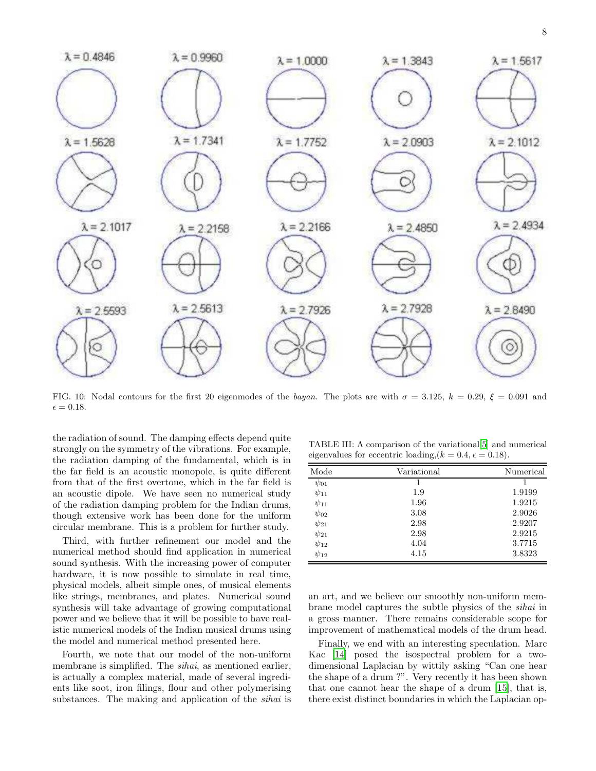FIG. 10: Nodal contours for the first 20 eigenmodes of the *bayan*. The plots are with $\sigma = 3.125$, $k = 0.29$, $\xi = 0.091$ and $\epsilon = 0.18$.

the radiation of sound. The damping effects depend quite strongly on the symmetry of the vibrations. For example, the radiation damping of the fundamental, which is in the far field is an acoustic monopole, is quite different from that of the first overtone, which in the far field is an acoustic dipole. We have seen no numerical study of the radiation damping problem for the Indian drums, though extensive work has been done for the uniform circular membrane. This is a problem for further study.

Third, with further refinement our model and the numerical method should find application in numerical sound synthesis. With the increasing power of computer hardware, it is now possible to simulate in real time, physical models, albeit simple ones, of musical elements like strings, membranes, and plates. Numerical sound synthesis will take advantage of growing computational power and we believe that it will be possible to have realistic numerical models of the Indian musical drums using the model and numerical method presented here.

Fourth, we note that our model of the non-uniform membrane is simplified. The *sihai*, as mentioned earlier, is actually a complex material, made of several ingredients like soot, iron filings, flour and other polymerising substances. The making and application of the *sihai* is an art, and we believe our smoothly non-uniform membrane model captures the subtle physics of the *sihai* in a gross manner. There remains considerable scope for improvement of mathematical models of the drum head.

Finally, we end with an interesting speculation. Marc Kac [14] posed the isospectral problem for a two-dimensional Laplacian by wittily asking "Can one hear the shape of a drum ?". Very recently it has been shown that one cannot hear the shape of a drum [15], that is, there exist distinct boundaries in which the Laplacian op-

TABLE III: A comparison of the variational[5] and numerical eigenvalues for eccentric loading,($k = 0.4$, $\epsilon = 0.18$).

| Mode | Variational | Numerical |
|---|---|---|
| $\psi_{01}$ | 1 | 1 |
| $\psi_{11}$ | 1.9 | 1.9199 |
| $\psi_{11}$ | 1.96 | 1.9215 |
| $\psi_{02}$ | 3.08 | 2.9026 |
| $\psi_{21}$ | 2.98 | 2.9207 |
| $\psi_{21}$ | 2.98 | 2.9215 |
| $\psi_{12}$ | 4.04 | 3.7715 |
| $\psi_{12}$ | 4.15 | 3.8323 |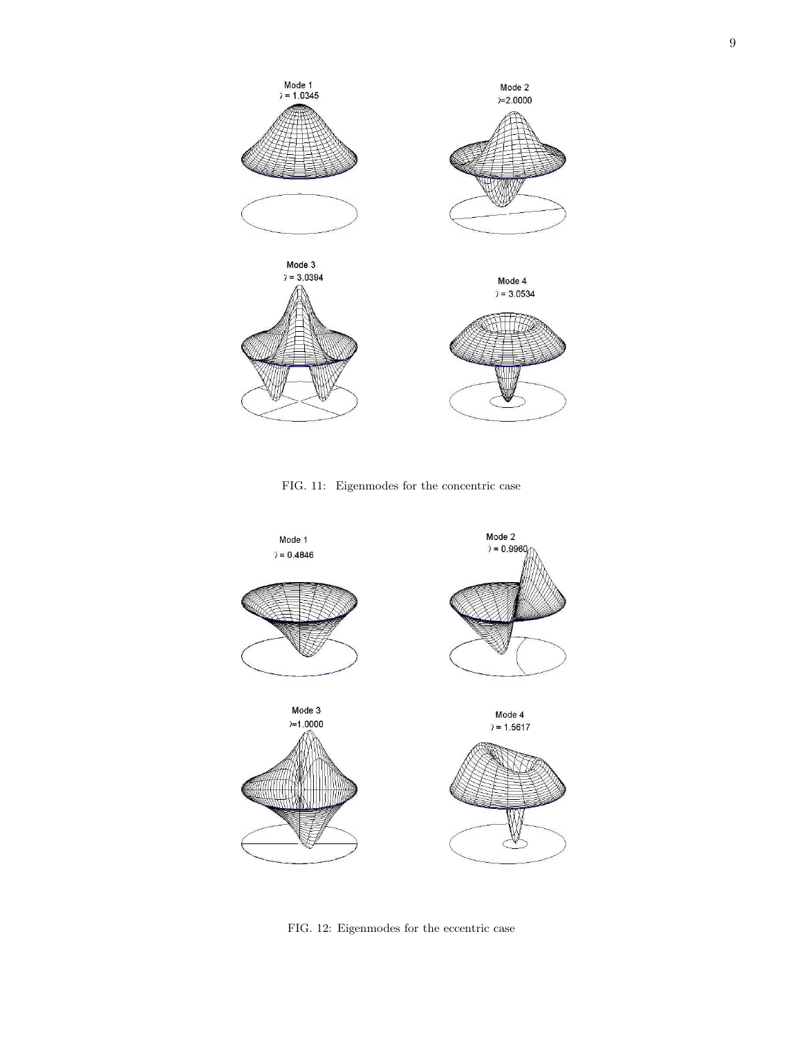Mode 1
$\lambda = 1.0345$

Mode 2
$\lambda = 2.0000$

Mode 3
$\lambda = 3.0394$

Mode 4
$\lambda = 3.0534$

FIG. 11: Eigenmodes for the concentric case

Mode 1
$\lambda = 0.4846$

Mode 2
$\lambda = 0.9960$

Mode 3
$\lambda = 1.0000$

Mode 4
$\lambda = 1.5617$

FIG. 12: Eigenmodes for the eccentric case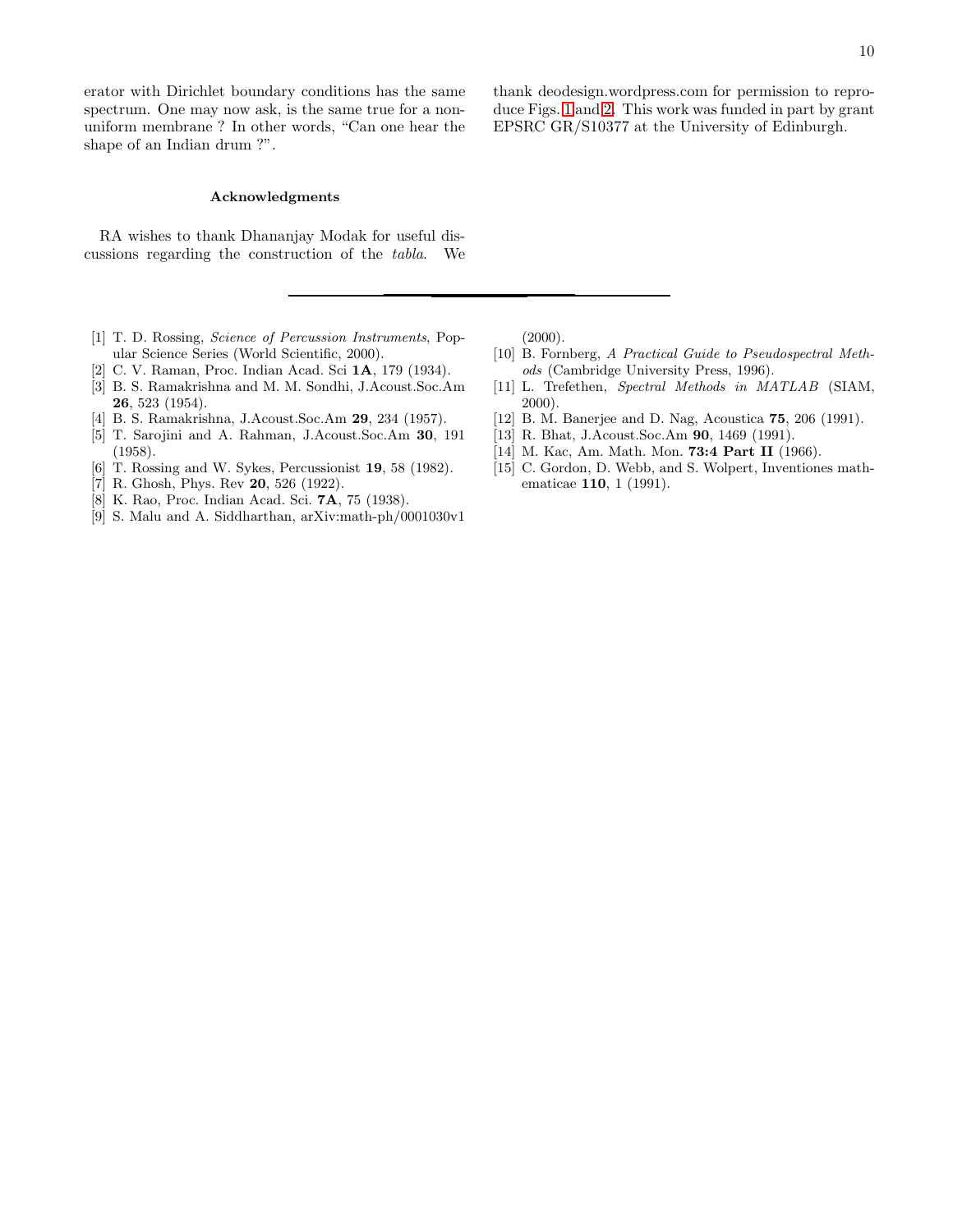erator with Dirichlet boundary conditions has the same spectrum. One may now ask, is the same true for a non-uniform membrane ? In other words, "Can one hear the shape of an Indian drum ?".

### Acknowledgments

RA wishes to thank Dhananjay Modak for useful discussions regarding the construction of the *tabla*. We thank deodesign.wordpress.com for permission to reproduce Figs. 1 and 2. This work was funded in part by grant EPSRC GR/S10377 at the University of Edinburgh.

---

[1] T. D. Rossing, *Science of Percussion Instruments*, Popular Science Series (World Scientific, 2000).

[2] C. V. Raman, Proc. Indian Acad. Sci **1A**, 179 (1934).

[3] B. S. Ramakrishna and M. M. Sondhi, J.Acoust.Soc.Am **26**, 523 (1954).

[4] B. S. Ramakrishna, J.Acoust.Soc.Am **29**, 234 (1957).

[5] T. Sarojini and A. Rahman, J.Acoust.Soc.Am **30**, 191 (1958).

[6] T. Rossing and W. Sykes, Percussionist **19**, 58 (1982).

[7] R. Ghosh, Phys. Rev **20**, 526 (1922).

[8] K. Rao, Proc. Indian Acad. Sci. **7A**, 75 (1938).

[9] S. Malu and A. Siddharthan, arXiv:math-ph/0001030v1 (2000).

[10] B. Fornberg, *A Practical Guide to Pseudospectral Methods* (Cambridge University Press, 1996).

[11] L. Trefethen, *Spectral Methods in MATLAB* (SIAM, 2000).

[12] B. M. Banerjee and D. Nag, Acoustica **75**, 206 (1991).

[13] R. Bhat, J.Acoust.Soc.Am **90**, 1469 (1991).

[14] M. Kac, Am. Math. Mon. **73:4 Part II** (1966).

[15] C. Gordon, D. Webb, and S. Wolpert, Inventiones mathematicae **110**, 1 (1991).